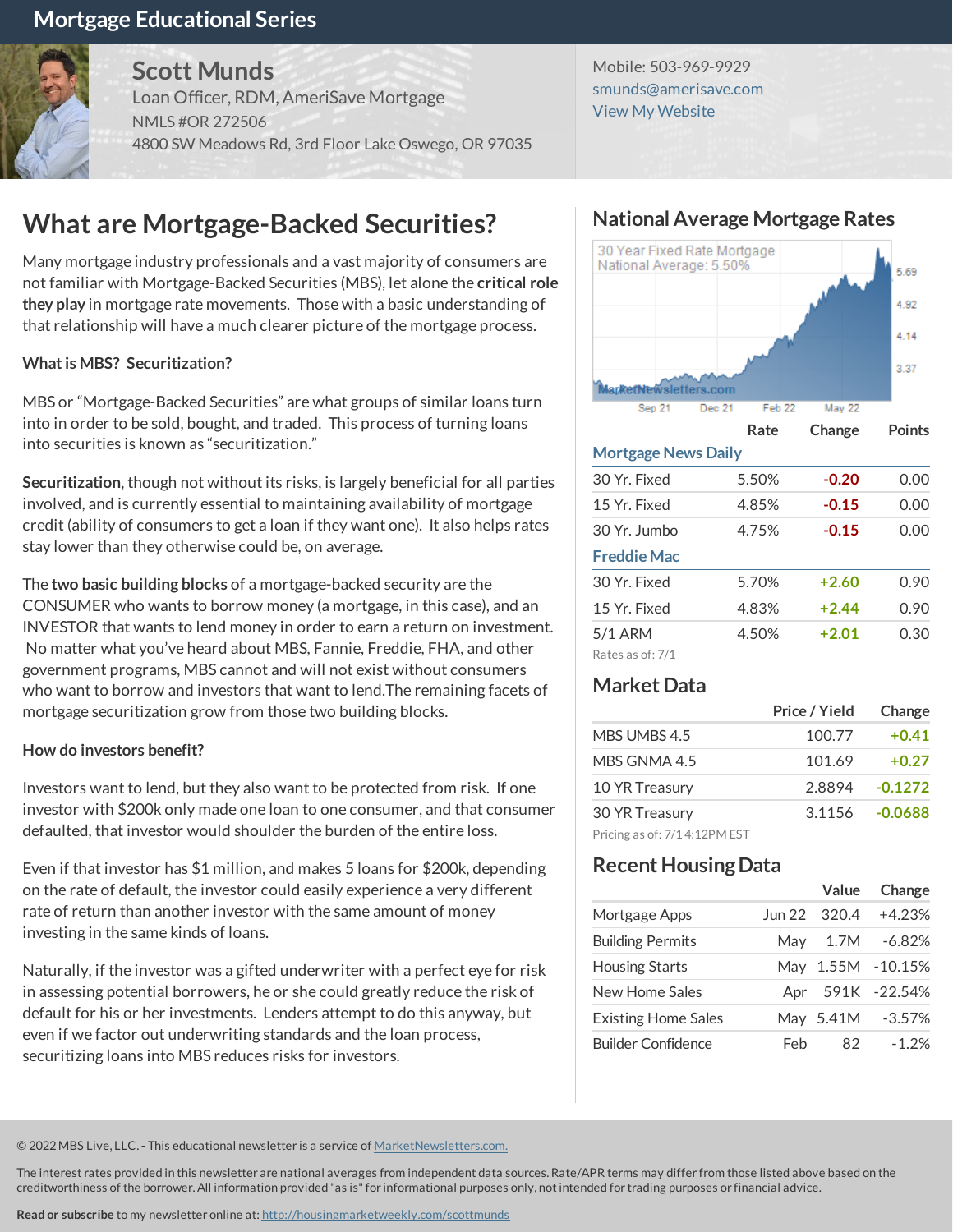# Mortgage Educational Series

**Scott Munds**
Loan Officer, RDM, AmeriSave Mortgage
NMLS #OR 272506
4800 SW Meadows Rd, 3rd Floor Lake Oswego, OR 97035

Mobile: 503-969-9929
smunds@amerisave.com
View My Website

## What are Mortgage-Backed Securities?

Many mortgage industry professionals and a vast majority of consumers are not familiar with Mortgage-Backed Securities (MBS), let alone the **critical role they play** in mortgage rate movements. Those with a basic understanding of that relationship will have a much clearer picture of the mortgage process.

**What is MBS? Securitization?**

MBS or "Mortgage-Backed Securities" are what groups of similar loans turn into in order to be sold, bought, and traded. This process of turning loans into securities is known as "securitization."

**Securitization**, though not without its risks, is largely beneficial for all parties involved, and is currently essential to maintaining availability of mortgage credit (ability of consumers to get a loan if they want one). It also helps rates stay lower than they otherwise could be, on average.

The **two basic building blocks** of a mortgage-backed security are the CONSUMER who wants to borrow money (a mortgage, in this case), and an INVESTOR that wants to lend money in order to earn a return on investment. No matter what you've heard about MBS, Fannie, Freddie, FHA, and other government programs, MBS cannot and will not exist without consumers who want to borrow and investors that want to lend.The remaining facets of mortgage securitization grow from those two building blocks.

**How do investors benefit?**

Investors want to lend, but they also want to be protected from risk. If one investor with $200k only made one loan to one consumer, and that consumer defaulted, that investor would shoulder the burden of the entire loss.

Even if that investor has $1 million, and makes 5 loans for $200k, depending on the rate of default, the investor could easily experience a very different rate of return than another investor with the same amount of money investing in the same kinds of loans.

Naturally, if the investor was a gifted underwriter with a perfect eye for risk in assessing potential borrowers, he or she could greatly reduce the risk of default for his or her investments. Lenders attempt to do this anyway, but even if we factor out underwriting standards and the loan process, securitizing loans into MBS reduces risks for investors.

## National Average Mortgage Rates

30 Year Fixed Rate Mortgage National Average: 5.50%

| | Rate | Change | Points |
|---|---|---|---|
| **Mortgage News Daily** | | | |
| 30 Yr. Fixed | 5.50% | -0.20 | 0.00 |
| 15 Yr. Fixed | 4.85% | -0.15 | 0.00 |
| 30 Yr. Jumbo | 4.75% | -0.15 | 0.00 |
| **Freddie Mac** | | | |
| 30 Yr. Fixed | 5.70% | +2.60 | 0.90 |
| 15 Yr. Fixed | 4.83% | +2.44 | 0.90 |
| 5/1 ARM | 4.50% | +2.01 | 0.30 |

Rates as of: 7/1

## Market Data

| | Price / Yield | Change |
|---|---|---|
| MBS UMBS 4.5 | 100.77 | +0.41 |
| MBS GNMA 4.5 | 101.69 | +0.27 |
| 10 YR Treasury | 2.8894 | -0.1272 |
| 30 YR Treasury | 3.1156 | -0.0688 |

Pricing as of: 7/1 4:12PM EST

## Recent Housing Data

| | | Value | Change |
|---|---|---|---|
| Mortgage Apps | Jun 22 | 320.4 | +4.23% |
| Building Permits | May | 1.7M | -6.82% |
| Housing Starts | May | 1.55M | -10.15% |
| New Home Sales | Apr | 591K | -22.54% |
| Existing Home Sales | May | 5.41M | -3.57% |
| Builder Confidence | Feb | 82 | -1.2% |

© 2022 MBS Live, LLC. - This educational newsletter is a service of MarketNewsletters.com.

The interest rates provided in this newsletter are national averages from independent data sources. Rate/APR terms may differ from those listed above based on the creditworthiness of the borrower. All information provided "as is" for informational purposes only, not intended for trading purposes or financial advice.

**Read or subscribe** to my newsletter online at: http://housingmarketweekly.com/scottmunds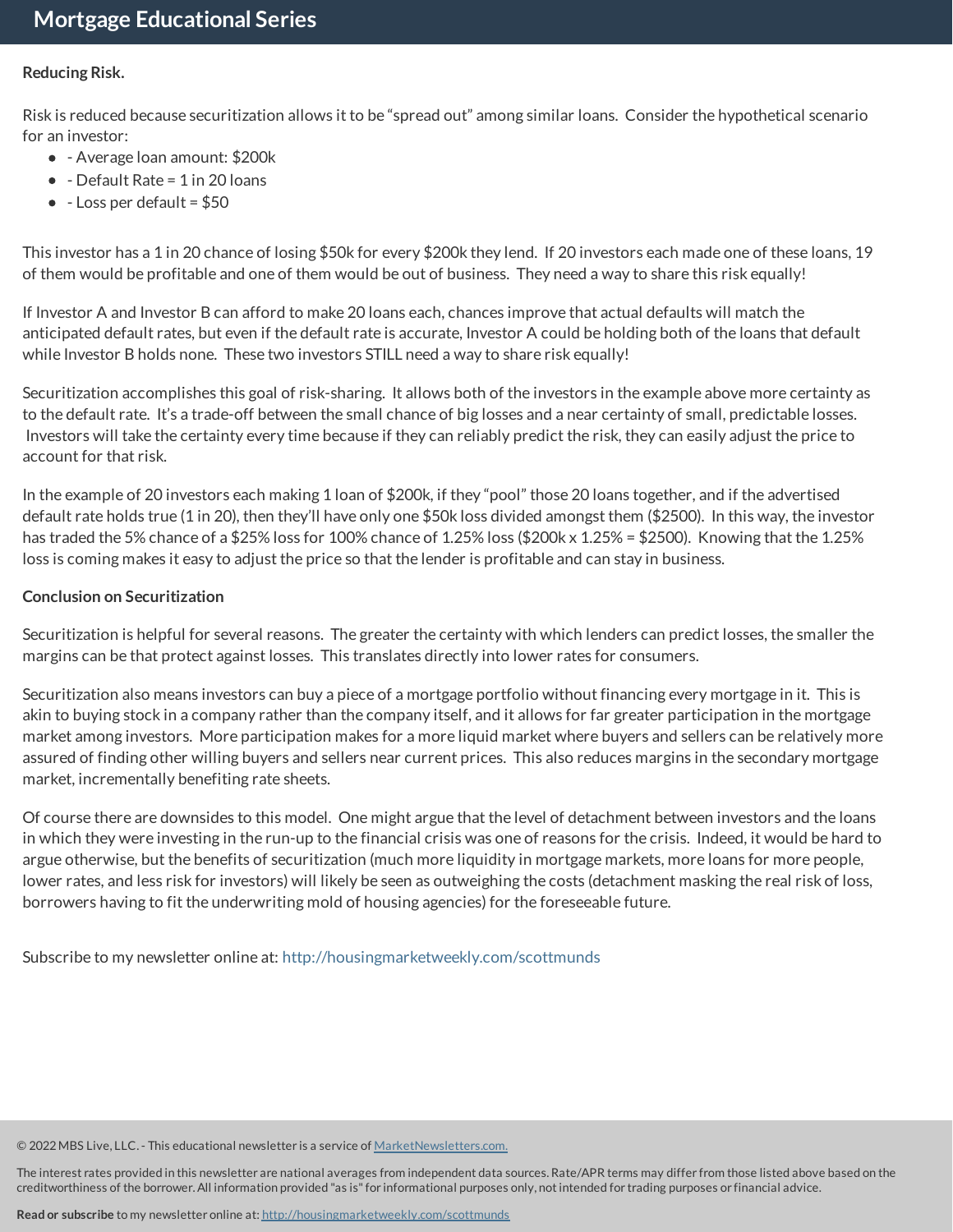**Reducing Risk.**

Risk is reduced because securitization allows it to be "spread out" among similar loans. Consider the hypothetical scenario for an investor:

- - Average loan amount: $200k
- - Default Rate = 1 in 20 loans
- - Loss per default = $50

This investor has a 1 in 20 chance of losing $50k for every $200k they lend. If 20 investors each made one of these loans, 19 of them would be profitable and one of them would be out of business. They need a way to share this risk equally!

If Investor A and Investor B can afford to make 20 loans each, chances improve that actual defaults will match the anticipated default rates, but even if the default rate is accurate, Investor A could be holding both of the loans that default while Investor B holds none. These two investors STILL need a way to share risk equally!

Securitization accomplishes this goal of risk-sharing. It allows both of the investors in the example above more certainty as to the default rate. It's a trade-off between the small chance of big losses and a near certainty of small, predictable losses. Investors will take the certainty every time because if they can reliably predict the risk, they can easily adjust the price to account for that risk.

In the example of 20 investors each making 1 loan of $200k, if they "pool" those 20 loans together, and if the advertised default rate holds true (1 in 20), then they'll have only one $50k loss divided amongst them ($2500). In this way, the investor has traded the 5% chance of a 25% loss for 100% chance of 1.25% loss ($200k x 1.25% = $2500). Knowing that the 1.25% loss is coming makes it easy to adjust the price so that the lender is profitable and can stay in business.

**Conclusion on Securitization**

Securitization is helpful for several reasons. The greater the certainty with which lenders can predict losses, the smaller the margins can be that protect against losses. This translates directly into lower rates for consumers.

Securitization also means investors can buy a piece of a mortgage portfolio without financing every mortgage in it. This is akin to buying stock in a company rather than the company itself, and it allows for far greater participation in the mortgage market among investors. More participation makes for a more liquid market where buyers and sellers can be relatively more assured of finding other willing buyers and sellers near current prices. This also reduces margins in the secondary mortgage market, incrementally benefiting rate sheets.

Of course there are downsides to this model. One might argue that the level of detachment between investors and the loans in which they were investing in the run-up to the financial crisis was one of reasons for the crisis. Indeed, it would be hard to argue otherwise, but the benefits of securitization (much more liquidity in mortgage markets, more loans for more people, lower rates, and less risk for investors) will likely be seen as outweighing the costs (detachment masking the real risk of loss, borrowers having to fit the underwriting mold of housing agencies) for the foreseeable future.

Subscribe to my newsletter online at: http://housingmarketweekly.com/scottmunds

© 2022 MBS Live, LLC. - This educational newsletter is a service of MarketNewsletters.com.

The interest rates provided in this newsletter are national averages from independent data sources. Rate/APR terms may differ from those listed above based on the creditworthiness of the borrower. All information provided "as is" for informational purposes only, not intended for trading purposes or financial advice.

**Read or subscribe** to my newsletter online at: http://housingmarketweekly.com/scottmunds